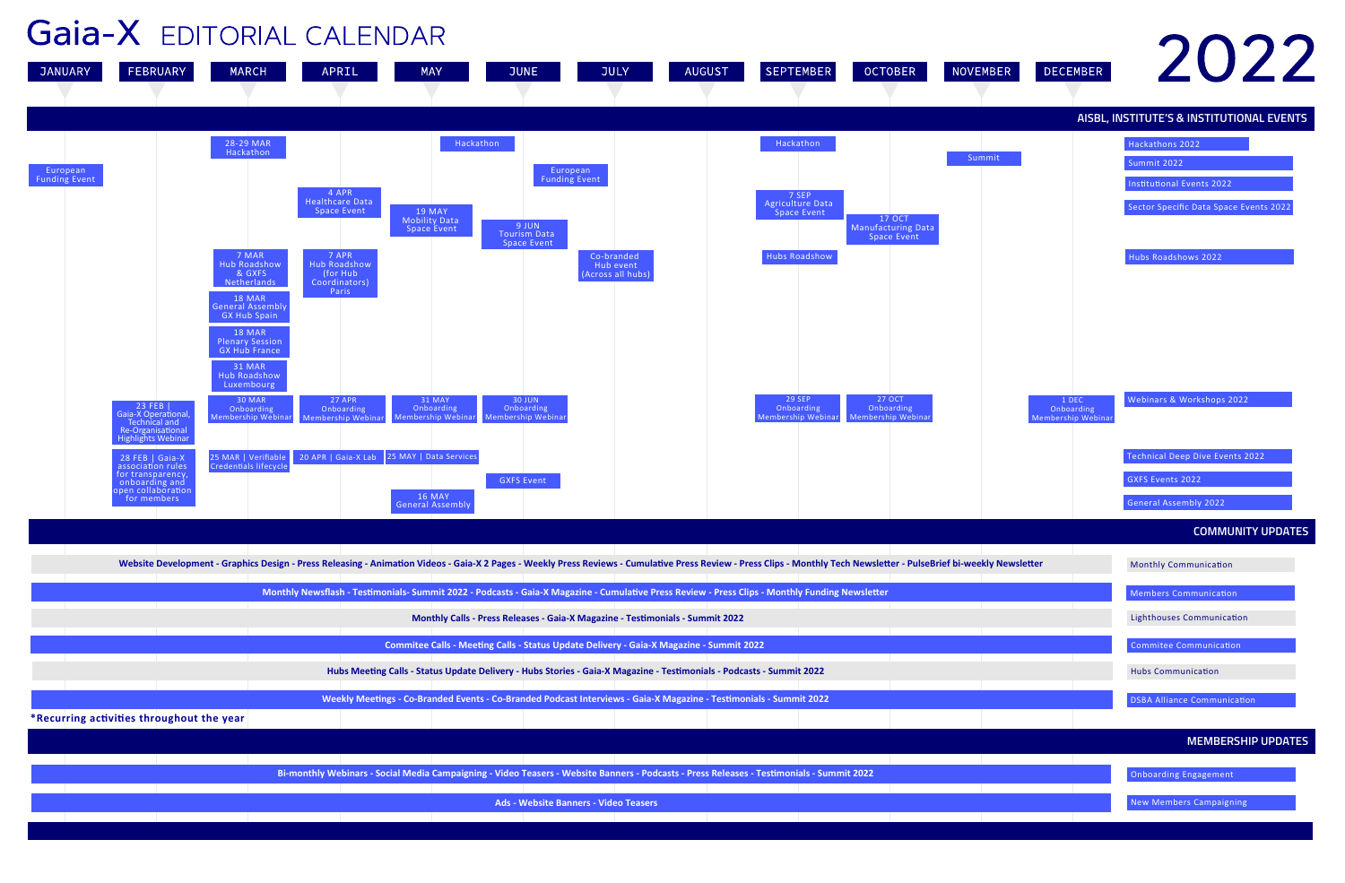# Gaia-X EDITORIAL CALENDAR 2022

## AISBL, INSTITUTE'S & INSTITUTIONAL EVENTS

| Category | JANUARY | FEBRUARY | MARCH | APRIL | MAY | JUNE | JULY | AUGUST | SEPTEMBER | OCTOBER | NOVEMBER | DECEMBER |
|---|---|---|---|---|---|---|---|---|---|---|---|---|
| Hackathons 2022 | | | 28-29 MAR Hackathon | | Hackathon | | | | Hackathon | | | |
| Summit 2022 | | | | | | | | | | | Summit | |
| Institutional Events 2022 | European Funding Event | | | | | European Funding Event | | | | | | |
| Sector Specific Data Space Events 2022 | | | | 4 APR Healthcare Data Space Event | 19 MAY Mobility Data Space Event | 9 JUN Tourism Data Space Event | | | 7 SEP Agriculture Data Space Event | 17 OCT Manufacturing Data Space Event | | |
| Hubs Roadshows 2022 | | | 7 MAR Hub Roadshow & GXFS Netherlands; 18 MAR General Assembly GX Hub Spain; 18 MAR Plenary Session GX Hub France; 31 MAR Hub Roadshow Luxembourg | 7 APR Hub Roadshow (for Hub Coordinators) Paris | | | Co-branded Hub event (Across all hubs) | | Hubs Roadshow | | | |
| Webinars & Workshops 2022 | | 23 FEB \| Gaia-X Operational, Technical and Re-Organisational Highlights Webinar | 30 MAR Onboarding Membership Webinar | 27 APR Onboarding Membership Webinar | 31 MAY Onboarding Membership Webinar | 30 JUN Onboarding Membership Webinar | | | 29 SEP Onboarding Membership Webinar | 27 OCT Onboarding Membership Webinar | | 1 DEC Onboarding Membership Webinar |
| Technical Deep Dive Events 2022 | | 28 FEB \| Gaia-X association rules for transparency, onboarding and open collaboration for members | 25 MAR \| Verifiable Credentials lifecycle | 20 APR \| Gaia-X Lab | 25 MAY \| Data Services | | | | | | | |
| GXFS Events 2022 | | | | | | GXFS Event | | | | | | |
| General Assembly 2022 | | | | | 16 MAY General Assembly | | | | | | | |

## COMMUNITY UPDATES

| Activities | Type |
|---|---|
| Website Development - Graphics Design - Press Releasing - Animation Videos - Gaia-X 2 Pages - Weekly Press Reviews - Cumulative Press Review - Press Clips - Monthly Tech Newsletter - PulseBrief bi-weekly Newsletter | Monthly Communication |
| Monthly Newsflash - Testimonials- Summit 2022 - Podcasts - Gaia-X Magazine - Cumulative Press Review - Press Clips - Monthly Funding Newsletter | Members Communication |
| Monthly Calls - Press Releases - Gaia-X Magazine - Testimonials - Summit 2022 | Lighthouses Communication |
| Commitee Calls - Meeting Calls - Status Update Delivery - Gaia-X Magazine - Summit 2022 | Commitee Communication |
| Hubs Meeting Calls - Status Update Delivery - Hubs Stories - Gaia-X Magazine - Testimonials - Podcasts - Summit 2022 | Hubs Communication |
| Weekly Meetings - Co-Branded Events - Co-Branded Podcast Interviews - Gaia-X Magazine - Testimonials - Summit 2022 | DSBA Alliance Communication |

*Recurring activities throughout the year

## MEMBERSHIP UPDATES

| Activities | Type |
|---|---|
| Bi-monthly Webinars - Social Media Campaigning - Video Teasers - Website Banners - Podcasts - Press Releases - Testimonials - Summit 2022 | Onboarding Engagement |
| Ads - Website Banners - Video Teasers | New Members Campaigning |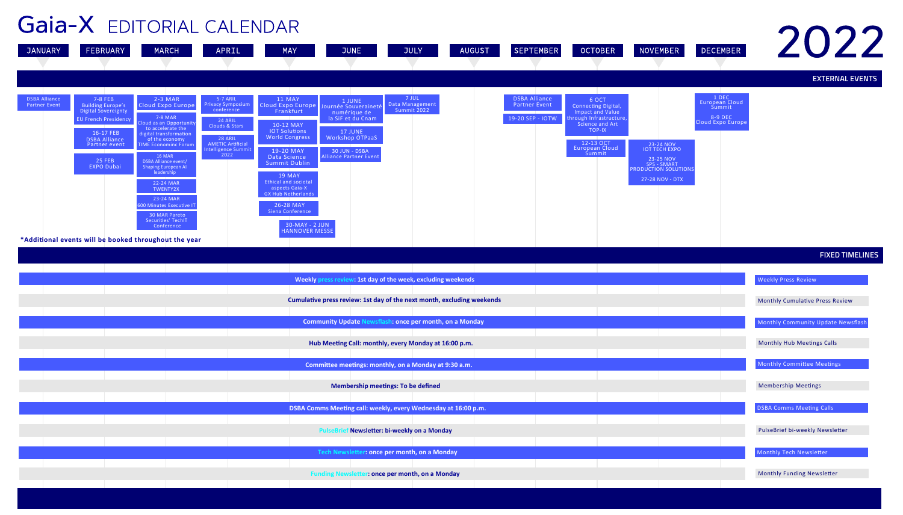# Gaia-X EDITORIAL CALENDAR 2022

## EXTERNAL EVENTS

### JANUARY
- DSBA Alliance Partner Event

### FEBRUARY
- 7-8 FEB Building Europe's Digital Sovereignty
- EU French Presidency
- 16-17 FEB DSBA Alliance Partner event
- 25 FEB EXPO Dubai

### MARCH
- 2-3 MAR Cloud Expo Europe
- 7-8 MAR Cloud as an Opportunity to accelerate the digital transformation of the economy TIME Econominc Forum
- 16 MAR DSBA Alliance event/ Shaping European AI leadership
- 22-24 MAR TWENTY2X
- 23-24 MAR 600 Minutes Executive IT
- 30 MAR Pareto Securities' TechIT Conference

### APRIL
- 5-7 ARIL Privacy Symposium conference
- 24 ARIL Clouds & Stars
- 28 ARIL AMETIC Artificial Intelligence Summit 2022

### MAY
- 11 MAY Cloud Expo Europe Frankfurt
- 10-12 MAY IOT Solutions World Congress
- 19-20 MAY Data Science Summit Dublin
- 19 MAY Ethical and societal aspects Gaia-X GX Hub Netherlands
- 26-28 MAY Siena Conference
- 30-MAY - 2 JUN HANNOVER MESSE

### JUNE
- 1 JUNE Journée Souveraineté numérique de la SiF et du Cnam
- 17 JUNE Workshop OTPaaS
- 30 JUN - DSBA Alliance Partner Event

### JULY
- 7 JUL Data Management Summit 2022

### AUGUST

### SEPTEMBER
- DSBA Alliance Partner Event
- 19-20 SEP - IOTW

### OCTOBER
- 6 OCT Connecting Digital, Impact and Value through Infrastructure, Science and Art TOP-IX
- 12-13 OCT European Cloud Summit

### NOVEMBER
- 23-24 NOV IOT TECH EXPO
- 23-25 NOV SPS - SMART PRODUCTION SOLUTIONS
- 27-28 NOV - DTX

### DECEMBER
- 1 DEC European Cloud Summit
- 8-9 DEC Cloud Expo Europe

***Additional events will be booked throughout the year**

## FIXED TIMELINES

| Timeline | Label |
|---|---|
| **Weekly press review: 1st day of the week, excluding weekends** | Weekly Press Review |
| **Cumulative press review: 1st day of the next month, excluding weekends** | Monthly Cumulative Press Review |
| **Community Update Newsflash: once per month, on a Monday** | Monthly Community Update Newsflash |
| **Hub Meeting Call: monthly, every Monday at 16:00 p.m.** | Monthly Hub Meetings Calls |
| **Committee meetings: monthly, on a Monday at 9:30 a.m.** | Monthly Committee Meetings |
| **Membership meetings: To be defined** | Membership Meetings |
| **DSBA Comms Meeting call: weekly, every Wednesday at 16:00 p.m.** | DSBA Comms Meeting Calls |
| **PulseBrief Newsletter: bi-weekly on a Monday** | PulseBrief bi-weekly Newsletter |
| **Tech Newsletter: once per month, on a Monday** | Monthly Tech Newsletter |
| **Funding Newsletter: once per month, on a Monday** | Monthly Funding Newsletter |